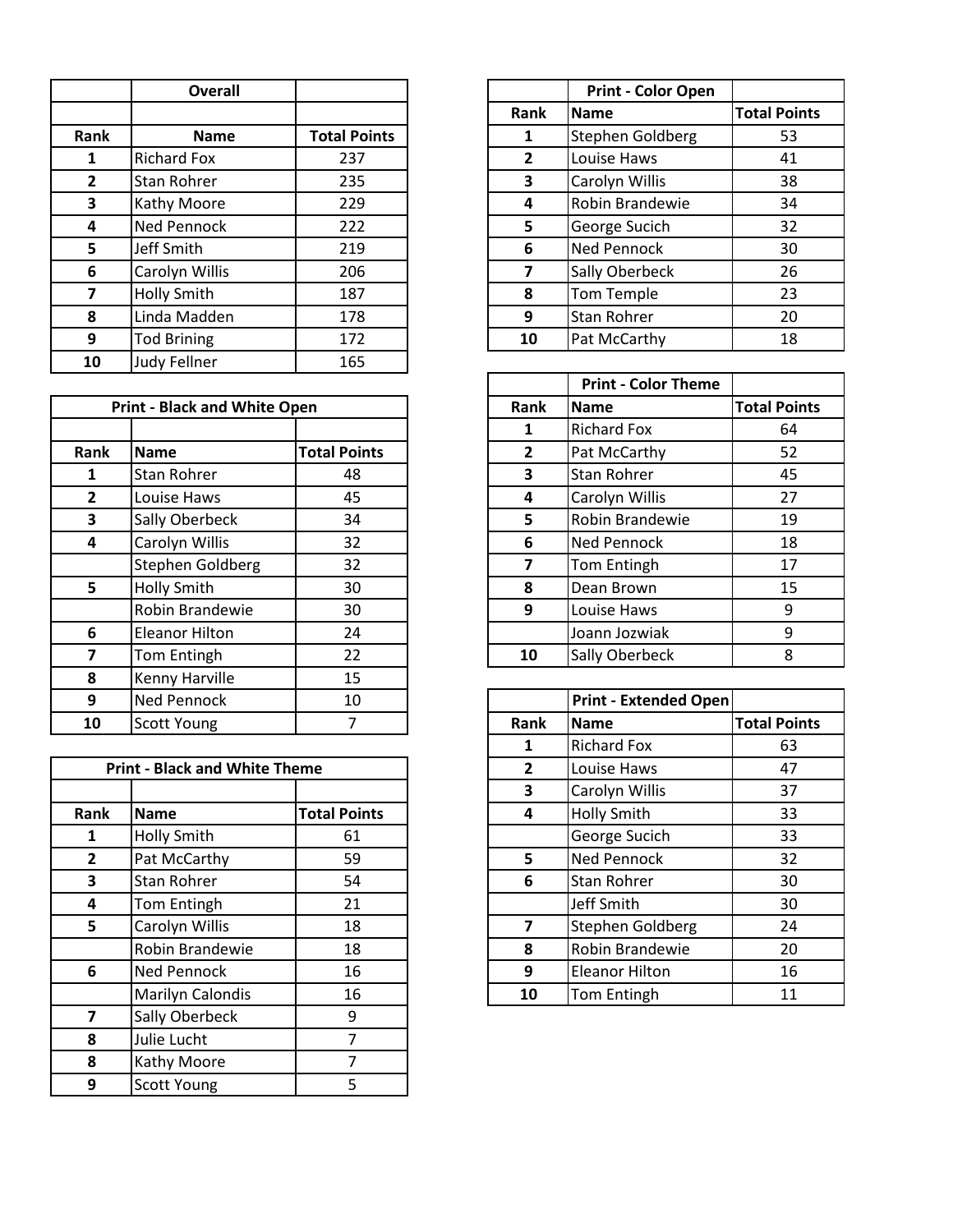| | Overall | |
|---|---|---|
| | | |
| Rank | Name | Total Points |
| 1 | Richard Fox | 237 |
| 2 | Stan Rohrer | 235 |
| 3 | Kathy Moore | 229 |
| 4 | Ned Pennock | 222 |
| 5 | Jeff Smith | 219 |
| 6 | Carolyn Willis | 206 |
| 7 | Holly Smith | 187 |
| 8 | Linda Madden | 178 |
| 9 | Tod Brining | 172 |
| 10 | Judy Fellner | 165 |

| Print - Black and White Open | | |
|---|---|---|
| | | |
| Rank | Name | Total Points |
| 1 | Stan Rohrer | 48 |
| 2 | Louise Haws | 45 |
| 3 | Sally Oberbeck | 34 |
| 4 | Carolyn Willis | 32 |
| | Stephen Goldberg | 32 |
| 5 | Holly Smith | 30 |
| | Robin Brandewie | 30 |
| 6 | Eleanor Hilton | 24 |
| 7 | Tom Entingh | 22 |
| 8 | Kenny Harville | 15 |
| 9 | Ned Pennock | 10 |
| 10 | Scott Young | 7 |

| Print - Black and White Theme | | |
|---|---|---|
| | | |
| Rank | Name | Total Points |
| 1 | Holly Smith | 61 |
| 2 | Pat McCarthy | 59 |
| 3 | Stan Rohrer | 54 |
| 4 | Tom Entingh | 21 |
| 5 | Carolyn Willis | 18 |
| | Robin Brandewie | 18 |
| 6 | Ned Pennock | 16 |
| | Marilyn Calondis | 16 |
| 7 | Sally Oberbeck | 9 |
| 8 | Julie Lucht | 7 |
| 8 | Kathy Moore | 7 |
| 9 | Scott Young | 5 |

| | Print - Color Open | |
|---|---|---|
| Rank | Name | Total Points |
| 1 | Stephen Goldberg | 53 |
| 2 | Louise Haws | 41 |
| 3 | Carolyn Willis | 38 |
| 4 | Robin Brandewie | 34 |
| 5 | George Sucich | 32 |
| 6 | Ned Pennock | 30 |
| 7 | Sally Oberbeck | 26 |
| 8 | Tom Temple | 23 |
| 9 | Stan Rohrer | 20 |
| 10 | Pat McCarthy | 18 |

| | Print - Color Theme | |
|---|---|---|
| Rank | Name | Total Points |
| 1 | Richard Fox | 64 |
| 2 | Pat McCarthy | 52 |
| 3 | Stan Rohrer | 45 |
| 4 | Carolyn Willis | 27 |
| 5 | Robin Brandewie | 19 |
| 6 | Ned Pennock | 18 |
| 7 | Tom Entingh | 17 |
| 8 | Dean Brown | 15 |
| 9 | Louise Haws | 9 |
| | Joann Jozwiak | 9 |
| 10 | Sally Oberbeck | 8 |

| | Print - Extended Open | |
|---|---|---|
| Rank | Name | Total Points |
| 1 | Richard Fox | 63 |
| 2 | Louise Haws | 47 |
| 3 | Carolyn Willis | 37 |
| 4 | Holly Smith | 33 |
| | George Sucich | 33 |
| 5 | Ned Pennock | 32 |
| 6 | Stan Rohrer | 30 |
| | Jeff Smith | 30 |
| 7 | Stephen Goldberg | 24 |
| 8 | Robin Brandewie | 20 |
| 9 | Eleanor Hilton | 16 |
| 10 | Tom Entingh | 11 |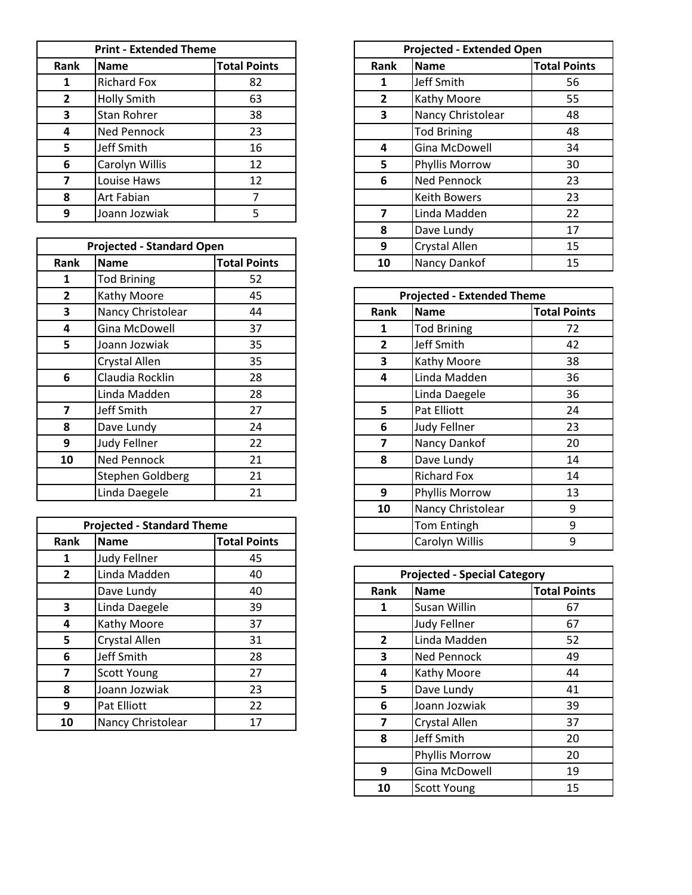| Print - Extended Theme | | |
|---|---|---|
| **Rank** | **Name** | **Total Points** |
| 1 | Richard Fox | 82 |
| 2 | Holly Smith | 63 |
| 3 | Stan Rohrer | 38 |
| 4 | Ned Pennock | 23 |
| 5 | Jeff Smith | 16 |
| 6 | Carolyn Willis | 12 |
| 7 | Louise Haws | 12 |
| 8 | Art Fabian | 7 |
| 9 | Joann Jozwiak | 5 |

| Projected - Standard Open | | |
|---|---|---|
| **Rank** | **Name** | **Total Points** |
| 1 | Tod Brining | 52 |
| 2 | Kathy Moore | 45 |
| 3 | Nancy Christolear | 44 |
| 4 | Gina McDowell | 37 |
| 5 | Joann Jozwiak | 35 |
| | Crystal Allen | 35 |
| 6 | Claudia Rocklin | 28 |
| | Linda Madden | 28 |
| 7 | Jeff Smith | 27 |
| 8 | Dave Lundy | 24 |
| 9 | Judy Fellner | 22 |
| 10 | Ned Pennock | 21 |
| | Stephen Goldberg | 21 |
| | Linda Daegele | 21 |

| Projected - Standard Theme | | |
|---|---|---|
| **Rank** | **Name** | **Total Points** |
| 1 | Judy Fellner | 45 |
| 2 | Linda Madden | 40 |
| | Dave Lundy | 40 |
| 3 | Linda Daegele | 39 |
| 4 | Kathy Moore | 37 |
| 5 | Crystal Allen | 31 |
| 6 | Jeff Smith | 28 |
| 7 | Scott Young | 27 |
| 8 | Joann Jozwiak | 23 |
| 9 | Pat Elliott | 22 |
| 10 | Nancy Christolear | 17 |

| Projected - Extended Open | | |
|---|---|---|
| **Rank** | **Name** | **Total Points** |
| 1 | Jeff Smith | 56 |
| 2 | Kathy Moore | 55 |
| 3 | Nancy Christolear | 48 |
| | Tod Brining | 48 |
| 4 | Gina McDowell | 34 |
| 5 | Phyllis Morrow | 30 |
| 6 | Ned Pennock | 23 |
| | Keith Bowers | 23 |
| 7 | Linda Madden | 22 |
| 8 | Dave Lundy | 17 |
| 9 | Crystal Allen | 15 |
| 10 | Nancy Dankof | 15 |

| Projected - Extended Theme | | |
|---|---|---|
| **Rank** | **Name** | **Total Points** |
| 1 | Tod Brining | 72 |
| 2 | Jeff Smith | 42 |
| 3 | Kathy Moore | 38 |
| 4 | Linda Madden | 36 |
| | Linda Daegele | 36 |
| 5 | Pat Elliott | 24 |
| 6 | Judy Fellner | 23 |
| 7 | Nancy Dankof | 20 |
| 8 | Dave Lundy | 14 |
| | Richard Fox | 14 |
| 9 | Phyllis Morrow | 13 |
| 10 | Nancy Christolear | 9 |
| | Tom Entingh | 9 |
| | Carolyn Willis | 9 |

| Projected - Special Category | | |
|---|---|---|
| **Rank** | **Name** | **Total Points** |
| 1 | Susan Willin | 67 |
| | Judy Fellner | 67 |
| 2 | Linda Madden | 52 |
| 3 | Ned Pennock | 49 |
| 4 | Kathy Moore | 44 |
| 5 | Dave Lundy | 41 |
| 6 | Joann Jozwiak | 39 |
| 7 | Crystal Allen | 37 |
| 8 | Jeff Smith | 20 |
| | Phyllis Morrow | 20 |
| 9 | Gina McDowell | 19 |
| 10 | Scott Young | 15 |